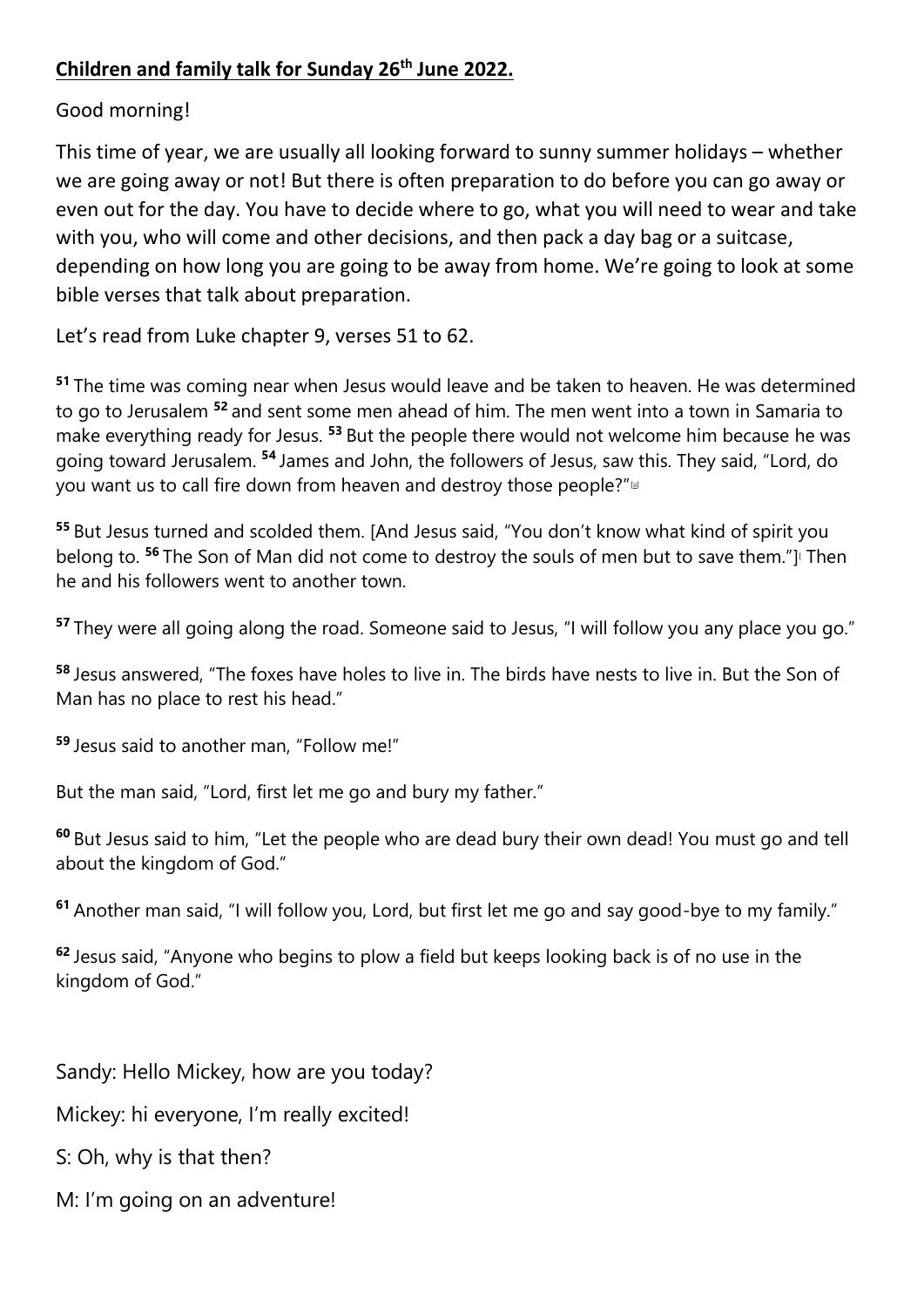**Children and family talk for Sunday 26th June 2022.**

Good morning!

This time of year, we are usually all looking forward to sunny summer holidays – whether we are going away or not! But there is often preparation to do before you can go away or even out for the day. You have to decide where to go, what you will need to wear and take with you, who will come and other decisions, and then pack a day bag or a suitcase, depending on how long you are going to be away from home. We're going to look at some bible verses that talk about preparation.

Let's read from Luke chapter 9, verses 51 to 62.

**51** The time was coming near when Jesus would leave and be taken to heaven. He was determined to go to Jerusalem **52** and sent some men ahead of him. The men went into a town in Samaria to make everything ready for Jesus. **53** But the people there would not welcome him because he was going toward Jerusalem. **54** James and John, the followers of Jesus, saw this. They said, "Lord, do you want us to call fire down from heaven and destroy those people?"[a]

**55** But Jesus turned and scolded them. [And Jesus said, "You don't know what kind of spirit you belong to. **56** The Son of Man did not come to destroy the souls of men but to save them."][ Then he and his followers went to another town.

**57** They were all going along the road. Someone said to Jesus, "I will follow you any place you go."

**58** Jesus answered, "The foxes have holes to live in. The birds have nests to live in. But the Son of Man has no place to rest his head."

**59** Jesus said to another man, "Follow me!"

But the man said, "Lord, first let me go and bury my father."

**60** But Jesus said to him, "Let the people who are dead bury their own dead! You must go and tell about the kingdom of God."

**61** Another man said, "I will follow you, Lord, but first let me go and say good-bye to my family."

**62** Jesus said, "Anyone who begins to plow a field but keeps looking back is of no use in the kingdom of God."

Sandy: Hello Mickey, how are you today?

Mickey: hi everyone, I'm really excited!

S: Oh, why is that then?

M: I'm going on an adventure!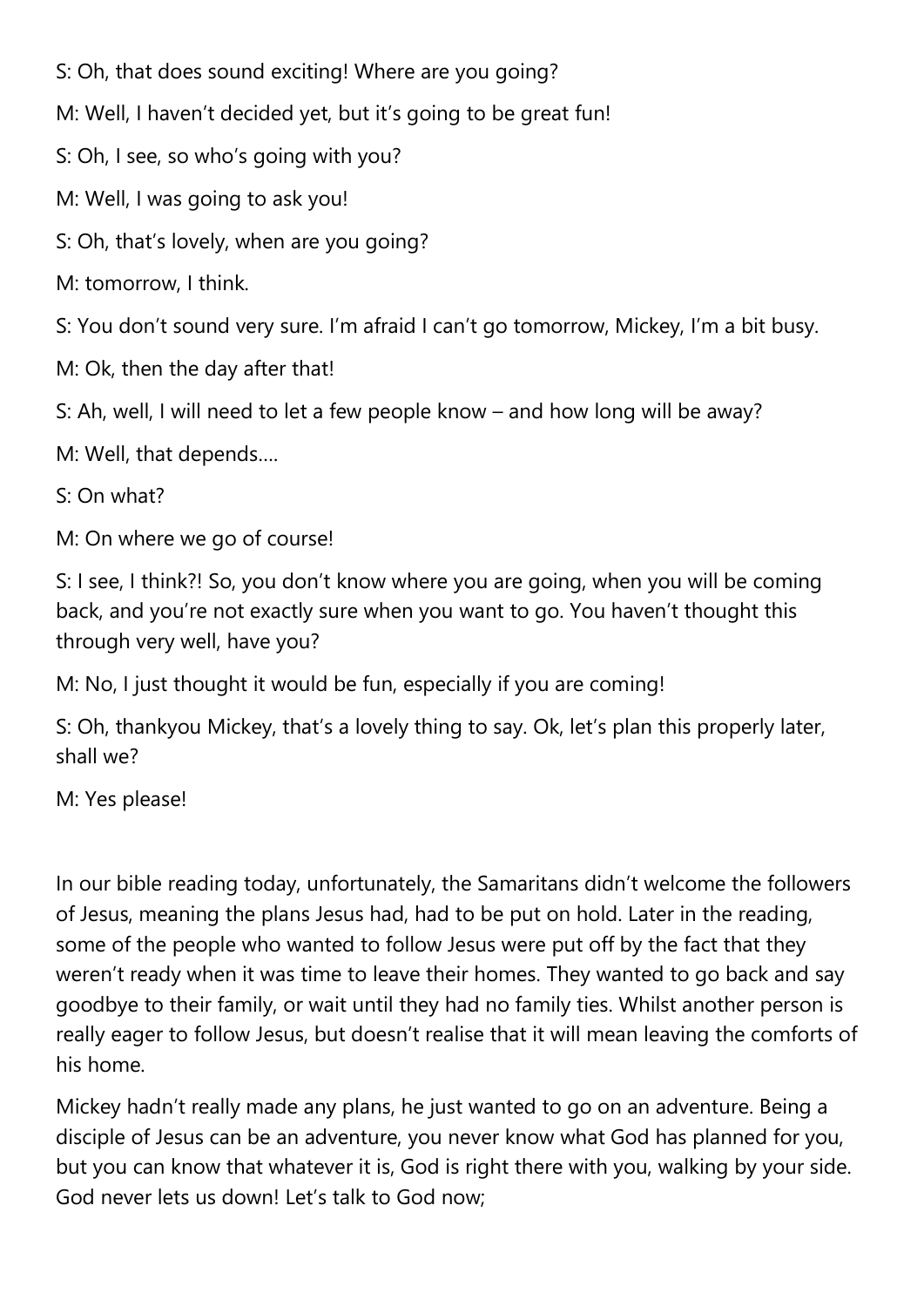S: Oh, that does sound exciting! Where are you going?

M: Well, I haven't decided yet, but it's going to be great fun!

S: Oh, I see, so who's going with you?

M: Well, I was going to ask you!

S: Oh, that's lovely, when are you going?

M: tomorrow, I think.

S: You don't sound very sure. I'm afraid I can't go tomorrow, Mickey, I'm a bit busy.

M: Ok, then the day after that!

S: Ah, well, I will need to let a few people know – and how long will be away?

M: Well, that depends….

S: On what?

M: On where we go of course!

S: I see, I think?! So, you don't know where you are going, when you will be coming back, and you're not exactly sure when you want to go. You haven't thought this through very well, have you?

M: No, I just thought it would be fun, especially if you are coming!

S: Oh, thankyou Mickey, that's a lovely thing to say. Ok, let's plan this properly later, shall we?

M: Yes please!

In our bible reading today, unfortunately, the Samaritans didn't welcome the followers of Jesus, meaning the plans Jesus had, had to be put on hold. Later in the reading, some of the people who wanted to follow Jesus were put off by the fact that they weren't ready when it was time to leave their homes. They wanted to go back and say goodbye to their family, or wait until they had no family ties. Whilst another person is really eager to follow Jesus, but doesn't realise that it will mean leaving the comforts of his home.

Mickey hadn't really made any plans, he just wanted to go on an adventure. Being a disciple of Jesus can be an adventure, you never know what God has planned for you, but you can know that whatever it is, God is right there with you, walking by your side. God never lets us down! Let's talk to God now;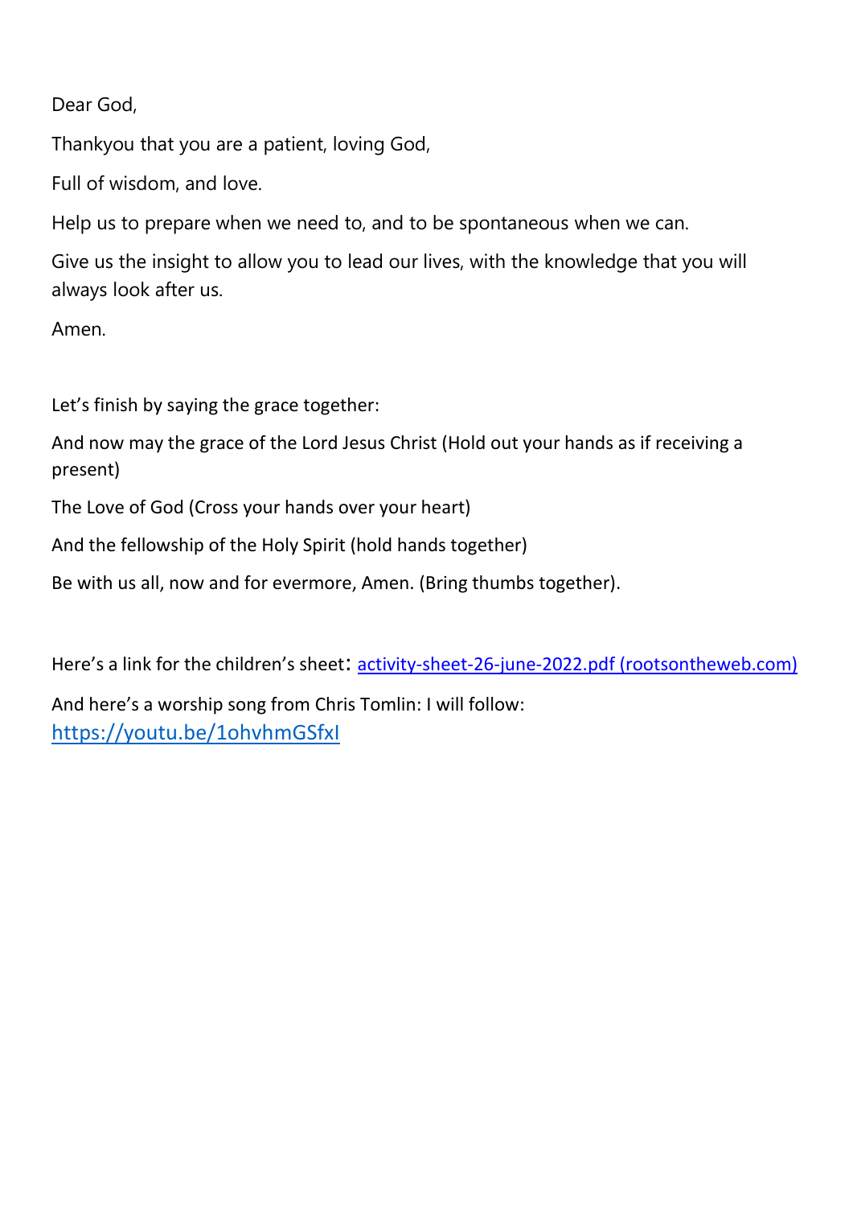Dear God,

Thankyou that you are a patient, loving God,

Full of wisdom, and love.

Help us to prepare when we need to, and to be spontaneous when we can.

Give us the insight to allow you to lead our lives, with the knowledge that you will always look after us.

Amen.

Let's finish by saying the grace together:

And now may the grace of the Lord Jesus Christ (Hold out your hands as if receiving a present)

The Love of God (Cross your hands over your heart)

And the fellowship of the Holy Spirit (hold hands together)

Be with us all, now and for evermore, Amen. (Bring thumbs together).

Here's a link for the children's sheet: activity-sheet-26-june-2022.pdf (rootsontheweb.com)

And here's a worship song from Chris Tomlin: I will follow: https://youtu.be/1ohvhmGSfxI